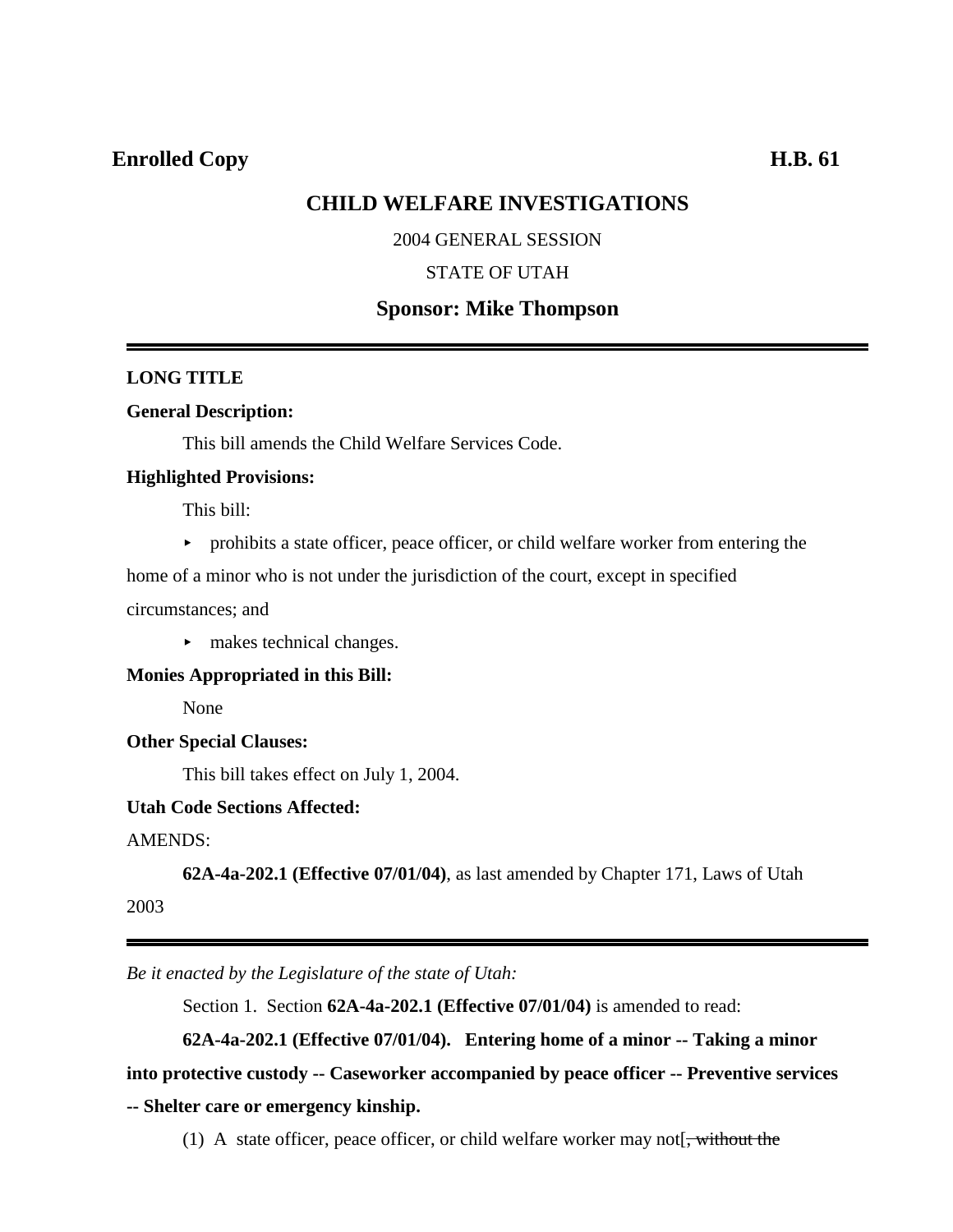**Enrolled Copy** **H.B. 61**

# CHILD WELFARE INVESTIGATIONS

2004 GENERAL SESSION

STATE OF UTAH

## Sponsor: Mike Thompson

---

**LONG TITLE**

**General Description:**

This bill amends the Child Welfare Services Code.

**Highlighted Provisions:**

This bill:

- prohibits a state officer, peace officer, or child welfare worker from entering the home of a minor who is not under the jurisdiction of the court, except in specified circumstances; and
- makes technical changes.

**Monies Appropriated in this Bill:**

None

**Other Special Clauses:**

This bill takes effect on July 1, 2004.

**Utah Code Sections Affected:**

AMENDS:

**62A-4a-202.1 (Effective 07/01/04)**, as last amended by Chapter 171, Laws of Utah 2003

---

*Be it enacted by the Legislature of the state of Utah:*

Section 1. Section **62A-4a-202.1 (Effective 07/01/04)** is amended to read:

**62A-4a-202.1 (Effective 07/01/04). Entering home of a minor -- Taking a minor into protective custody -- Caseworker accompanied by peace officer -- Preventive services -- Shelter care or emergency kinship.**

(1) A state officer, peace officer, or child welfare worker may not[~~, without the~~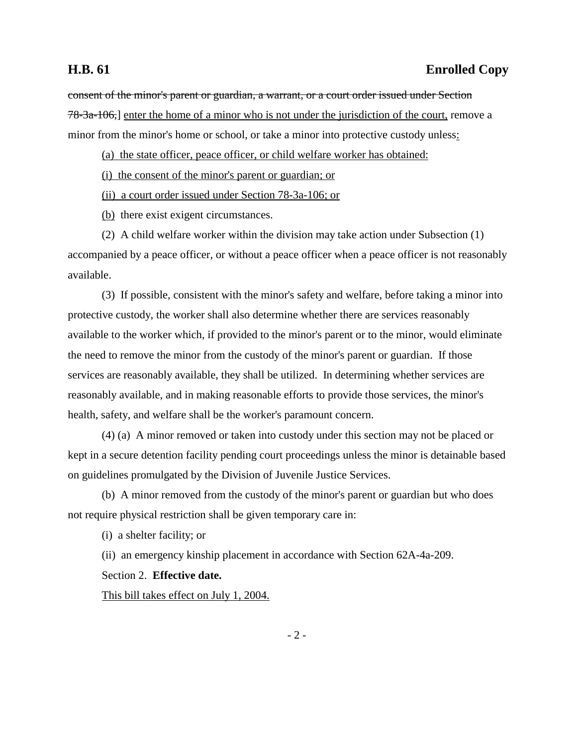~~consent of the minor's parent or guardian, a warrant, or a court order issued under Section 78-3a-106,~~] enter the home of a minor who is not under the jurisdiction of the court, remove a minor from the minor's home or school, or take a minor into protective custody unless:

(a) the state officer, peace officer, or child welfare worker has obtained:

(i) the consent of the minor's parent or guardian; or

(ii) a court order issued under Section 78-3a-106; or

(b) there exist exigent circumstances.

(2) A child welfare worker within the division may take action under Subsection (1) accompanied by a peace officer, or without a peace officer when a peace officer is not reasonably available.

(3) If possible, consistent with the minor's safety and welfare, before taking a minor into protective custody, the worker shall also determine whether there are services reasonably available to the worker which, if provided to the minor's parent or to the minor, would eliminate the need to remove the minor from the custody of the minor's parent or guardian. If those services are reasonably available, they shall be utilized. In determining whether services are reasonably available, and in making reasonable efforts to provide those services, the minor's health, safety, and welfare shall be the worker's paramount concern.

(4) (a) A minor removed or taken into custody under this section may not be placed or kept in a secure detention facility pending court proceedings unless the minor is detainable based on guidelines promulgated by the Division of Juvenile Justice Services.

(b) A minor removed from the custody of the minor's parent or guardian but who does not require physical restriction shall be given temporary care in:

(i) a shelter facility; or

(ii) an emergency kinship placement in accordance with Section 62A-4a-209.

Section 2. **Effective date.**

This bill takes effect on July 1, 2004.